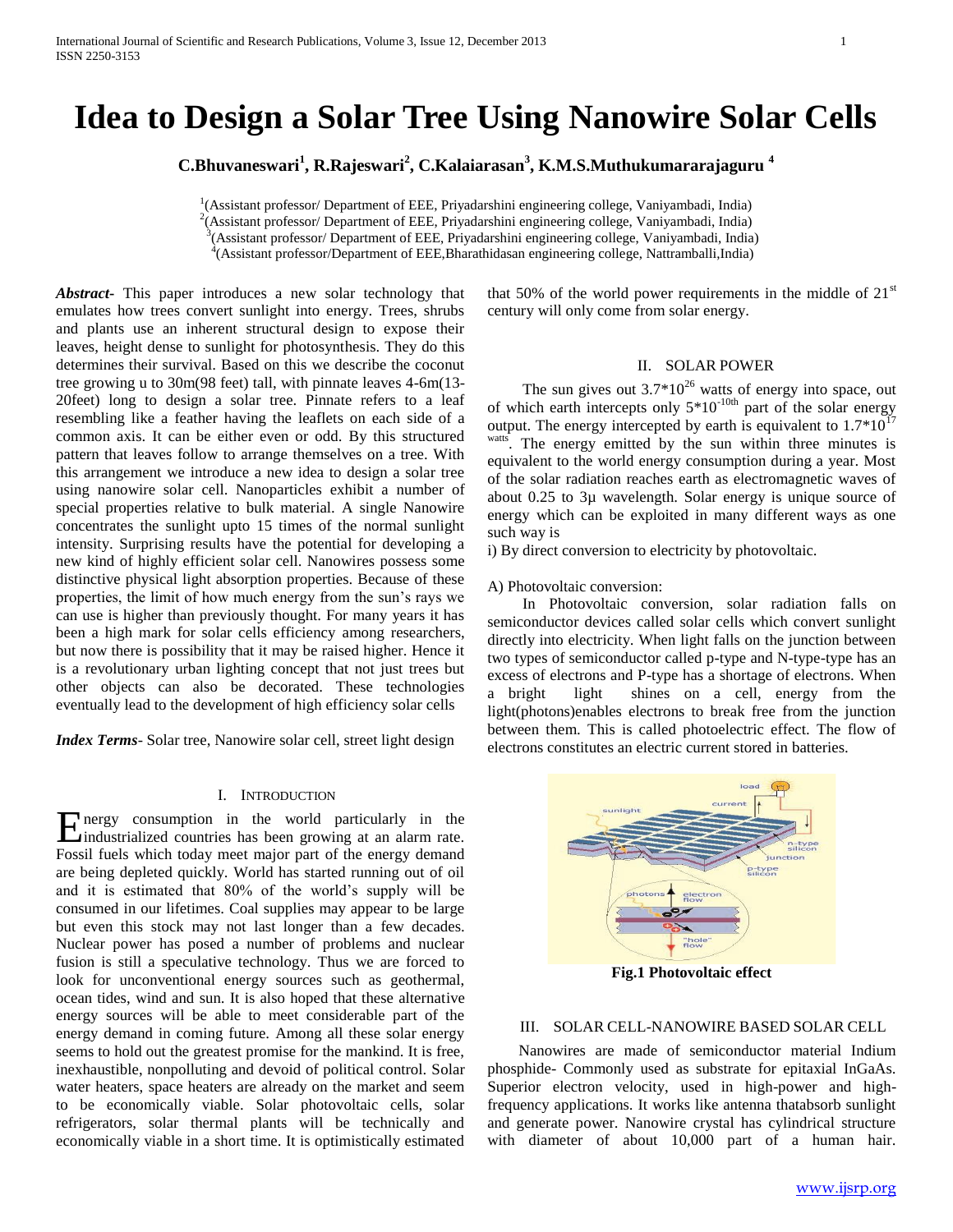# Idea to Design a Solar Tree Using Nanowire Solar Cells

**C.Bhuvaneswari[1], R.Rajeswari[2], C.Kalaiarasan[3], K.M.S.Muthukumararajaguru [4]**

[1](Assistant professor/ Department of EEE, Priyadarshini engineering college, Vaniyambadi, India)
[2](Assistant professor/ Department of EEE, Priyadarshini engineering college, Vaniyambadi, India)
[3](Assistant professor/ Department of EEE, Priyadarshini engineering college, Vaniyambadi, India)
[4](Assistant professor/Department of EEE,Bharathidasan engineering college, Nattramballi,India)

***Abstract***- This paper introduces a new solar technology that emulates how trees convert sunlight into energy. Trees, shrubs and plants use an inherent structural design to expose their leaves, height dense to sunlight for photosynthesis. They do this determines their survival. Based on this we describe the coconut tree growing u to 30m(98 feet) tall, with pinnate leaves 4-6m(13-20feet) long to design a solar tree. Pinnate refers to a leaf resembling like a feather having the leaflets on each side of a common axis. It can be either even or odd. By this structured pattern that leaves follow to arrange themselves on a tree. With this arrangement we introduce a new idea to design a solar tree using nanowire solar cell. Nanoparticles exhibit a number of special properties relative to bulk material. A single Nanowire concentrates the sunlight upto 15 times of the normal sunlight intensity. Surprising results have the potential for developing a new kind of highly efficient solar cell. Nanowires possess some distinctive physical light absorption properties. Because of these properties, the limit of how much energy from the sun's rays we can use is higher than previously thought. For many years it has been a high mark for solar cells efficiency among researchers, but now there is possibility that it may be raised higher. Hence it is a revolutionary urban lighting concept that not just trees but other objects can also be decorated. These technologies eventually lead to the development of high efficiency solar cells

***Index Terms***- Solar tree, Nanowire solar cell, street light design

## I. Introduction

Energy consumption in the world particularly in the industrialized countries has been growing at an alarm rate. Fossil fuels which today meet major part of the energy demand are being depleted quickly. World has started running out of oil and it is estimated that 80% of the world's supply will be consumed in our lifetimes. Coal supplies may appear to be large but even this stock may not last longer than a few decades. Nuclear power has posed a number of problems and nuclear fusion is still a speculative technology. Thus we are forced to look for unconventional energy sources such as geothermal, ocean tides, wind and sun. It is also hoped that these alternative energy sources will be able to meet considerable part of the energy demand in coming future. Among all these solar energy seems to hold out the greatest promise for the mankind. It is free, inexhaustible, nonpolluting and devoid of political control. Solar water heaters, space heaters are already on the market and seem to be economically viable. Solar photovoltaic cells, solar refrigerators, solar thermal plants will be technically and economically viable in a short time. It is optimistically estimated that 50% of the world power requirements in the middle of 21st century will only come from solar energy.

## II. Solar Power

The sun gives out $3.7*10^{26}$ watts of energy into space, out of which earth intercepts only $5*10^{-10th}$ part of the solar energy output. The energy intercepted by earth is equivalent to $1.7*10^{17}$ watts. The energy emitted by the sun within three minutes is equivalent to the world energy consumption during a year. Most of the solar radiation reaches earth as electromagnetic waves of about 0.25 to 3µ wavelength. Solar energy is unique source of energy which can be exploited in many different ways as one such way is

i) By direct conversion to electricity by photovoltaic.

A) Photovoltaic conversion:

In Photovoltaic conversion, solar radiation falls on semiconductor devices called solar cells which convert sunlight directly into electricity. When light falls on the junction between two types of semiconductor called p-type and N-type-type has an excess of electrons and P-type has a shortage of electrons. When a bright light shines on a cell, energy from the light(photons)enables electrons to break free from the junction between them. This is called photoelectric effect. The flow of electrons constitutes an electric current stored in batteries.

**Fig.1 Photovoltaic effect**

## III. Solar Cell-Nanowire Based Solar Cell

Nanowires are made of semiconductor material Indium phosphide- Commonly used as substrate for epitaxial InGaAs. Superior electron velocity, used in high-power and high-frequency applications. It works like antenna thatabsorb sunlight and generate power. Nanowire crystal has cylindrical structure with diameter of about 10,000 part of a human hair.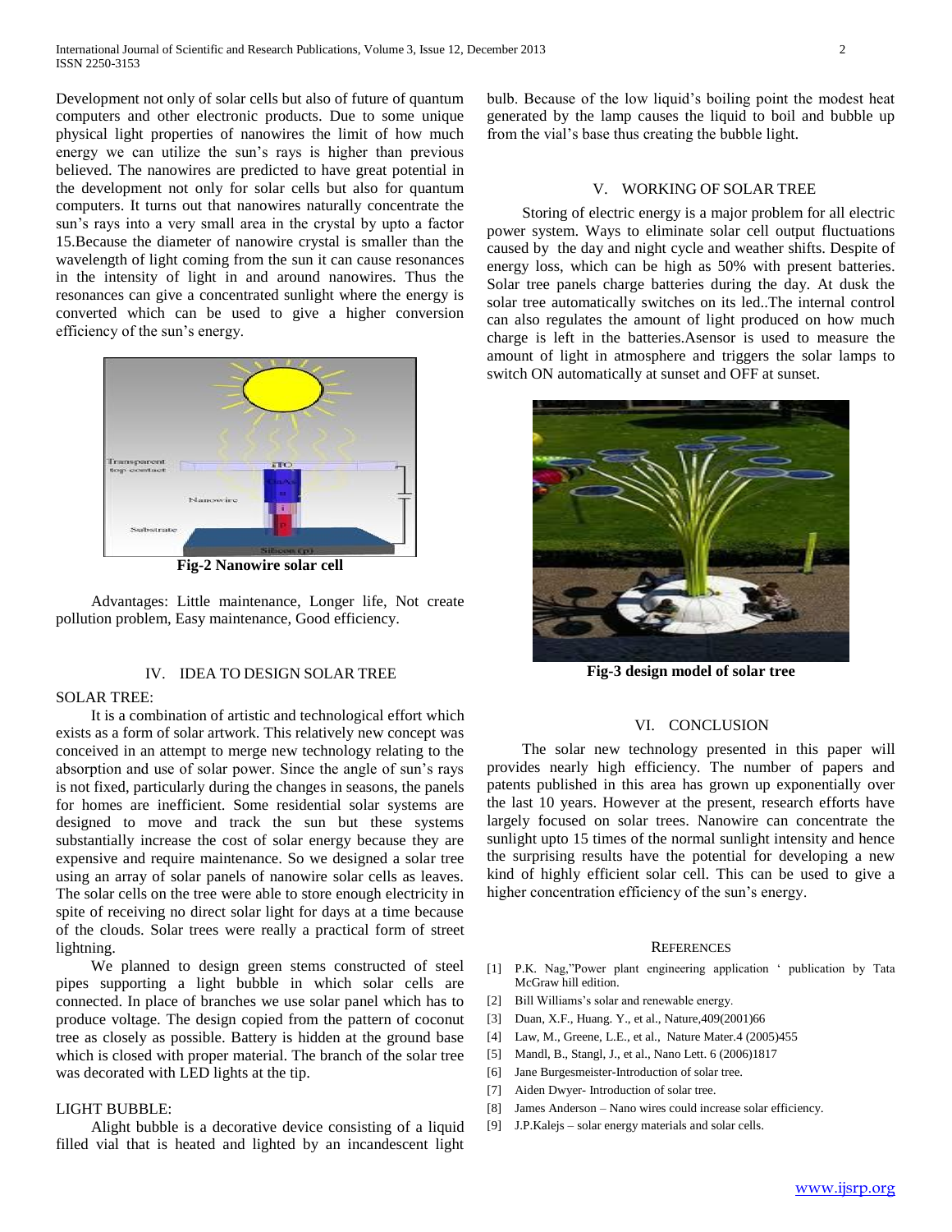Development not only of solar cells but also of future of quantum computers and other electronic products. Due to some unique physical light properties of nanowires the limit of how much energy we can utilize the sun's rays is higher than previous believed. The nanowires are predicted to have great potential in the development not only for solar cells but also for quantum computers. It turns out that nanowires naturally concentrate the sun's rays into a very small area in the crystal by upto a factor 15.Because the diameter of nanowire crystal is smaller than the wavelength of light coming from the sun it can cause resonances in the intensity of light in and around nanowires. Thus the resonances can give a concentrated sunlight where the energy is converted which can be used to give a higher conversion efficiency of the sun's energy.

**Fig-2 Nanowire solar cell**

Advantages: Little maintenance, Longer life, Not create pollution problem, Easy maintenance, Good efficiency.

## IV. IDEA TO DESIGN SOLAR TREE

SOLAR TREE:

It is a combination of artistic and technological effort which exists as a form of solar artwork. This relatively new concept was conceived in an attempt to merge new technology relating to the absorption and use of solar power. Since the angle of sun's rays is not fixed, particularly during the changes in seasons, the panels for homes are inefficient. Some residential solar systems are designed to move and track the sun but these systems substantially increase the cost of solar energy because they are expensive and require maintenance. So we designed a solar tree using an array of solar panels of nanowire solar cells as leaves. The solar cells on the tree were able to store enough electricity in spite of receiving no direct solar light for days at a time because of the clouds. Solar trees were really a practical form of street lightning.

We planned to design green stems constructed of steel pipes supporting a light bubble in which solar cells are connected. In place of branches we use solar panel which has to produce voltage. The design copied from the pattern of coconut tree as closely as possible. Battery is hidden at the ground base which is closed with proper material. The branch of the solar tree was decorated with LED lights at the tip.

LIGHT BUBBLE:

Alight bubble is a decorative device consisting of a liquid filled vial that is heated and lighted by an incandescent light bulb. Because of the low liquid's boiling point the modest heat generated by the lamp causes the liquid to boil and bubble up from the vial's base thus creating the bubble light.

## V. WORKING OF SOLAR TREE

Storing of electric energy is a major problem for all electric power system. Ways to eliminate solar cell output fluctuations caused by the day and night cycle and weather shifts. Despite of energy loss, which can be high as 50% with present batteries. Solar tree panels charge batteries during the day. At dusk the solar tree automatically switches on its led..The internal control can also regulates the amount of light produced on how much charge is left in the batteries.Asensor is used to measure the amount of light in atmosphere and triggers the solar lamps to switch ON automatically at sunset and OFF at sunset.

**Fig-3 design model of solar tree**

## VI. CONCLUSION

The solar new technology presented in this paper will provides nearly high efficiency. The number of papers and patents published in this area has grown up exponentially over the last 10 years. However at the present, research efforts have largely focused on solar trees. Nanowire can concentrate the sunlight upto 15 times of the normal sunlight intensity and hence the surprising results have the potential for developing a new kind of highly efficient solar cell. This can be used to give a higher concentration efficiency of the sun's energy.

## REFERENCES

[1] P.K. Nag,"Power plant engineering application ' publication by Tata McGraw hill edition.

[2] Bill Williams's solar and renewable energy.

[3] Duan, X.F., Huang. Y., et al., Nature,409(2001)66

[4] Law, M., Greene, L.E., et al., Nature Mater.4 (2005)455

[5] Mandl, B., Stangl, J., et al., Nano Lett. 6 (2006)1817

[6] Jane Burgesmeister-Introduction of solar tree.

[7] Aiden Dwyer- Introduction of solar tree.

[8] James Anderson – Nano wires could increase solar efficiency.

[9] J.P.Kalejs – solar energy materials and solar cells.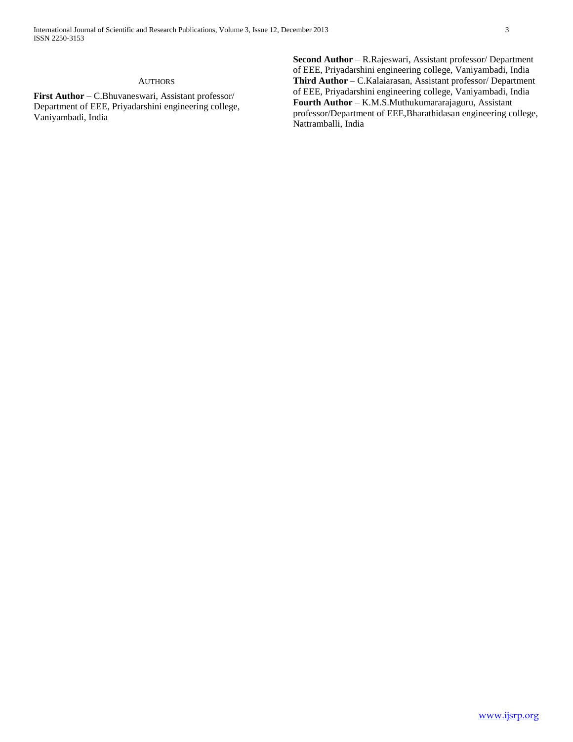## AUTHORS

**First Author** – C.Bhuvaneswari, Assistant professor/ Department of EEE, Priyadarshini engineering college, Vaniyambadi, India

**Second Author** – R.Rajeswari, Assistant professor/ Department of EEE, Priyadarshini engineering college, Vaniyambadi, India

**Third Author** – C.Kalaiarasan, Assistant professor/ Department of EEE, Priyadarshini engineering college, Vaniyambadi, India

**Fourth Author** – K.M.S.Muthukumararajaguru, Assistant professor/Department of EEE,Bharathidasan engineering college, Nattramballi, India